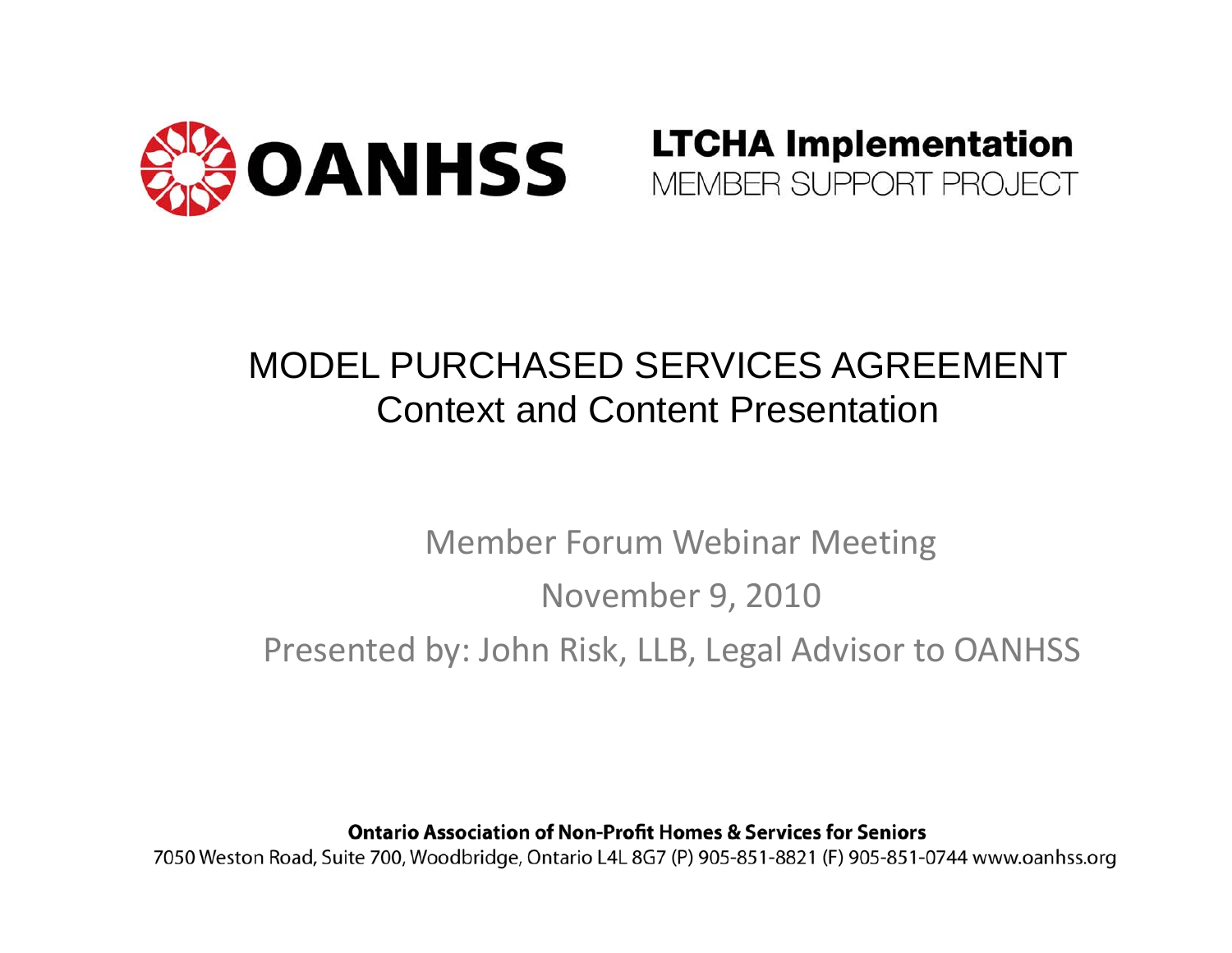**OANHSS**

**LTCHA Implementation**
MEMBER SUPPORT PROJECT

# MODEL PURCHASED SERVICES AGREEMENT
## Context and Content Presentation

Member Forum Webinar Meeting

November 9, 2010

Presented by: John Risk, LLB, Legal Advisor to OANHSS

**Ontario Association of Non-Profit Homes & Services for Seniors**
7050 Weston Road, Suite 700, Woodbridge, Ontario L4L 8G7 (P) 905-851-8821 (F) 905-851-0744 www.oanhss.org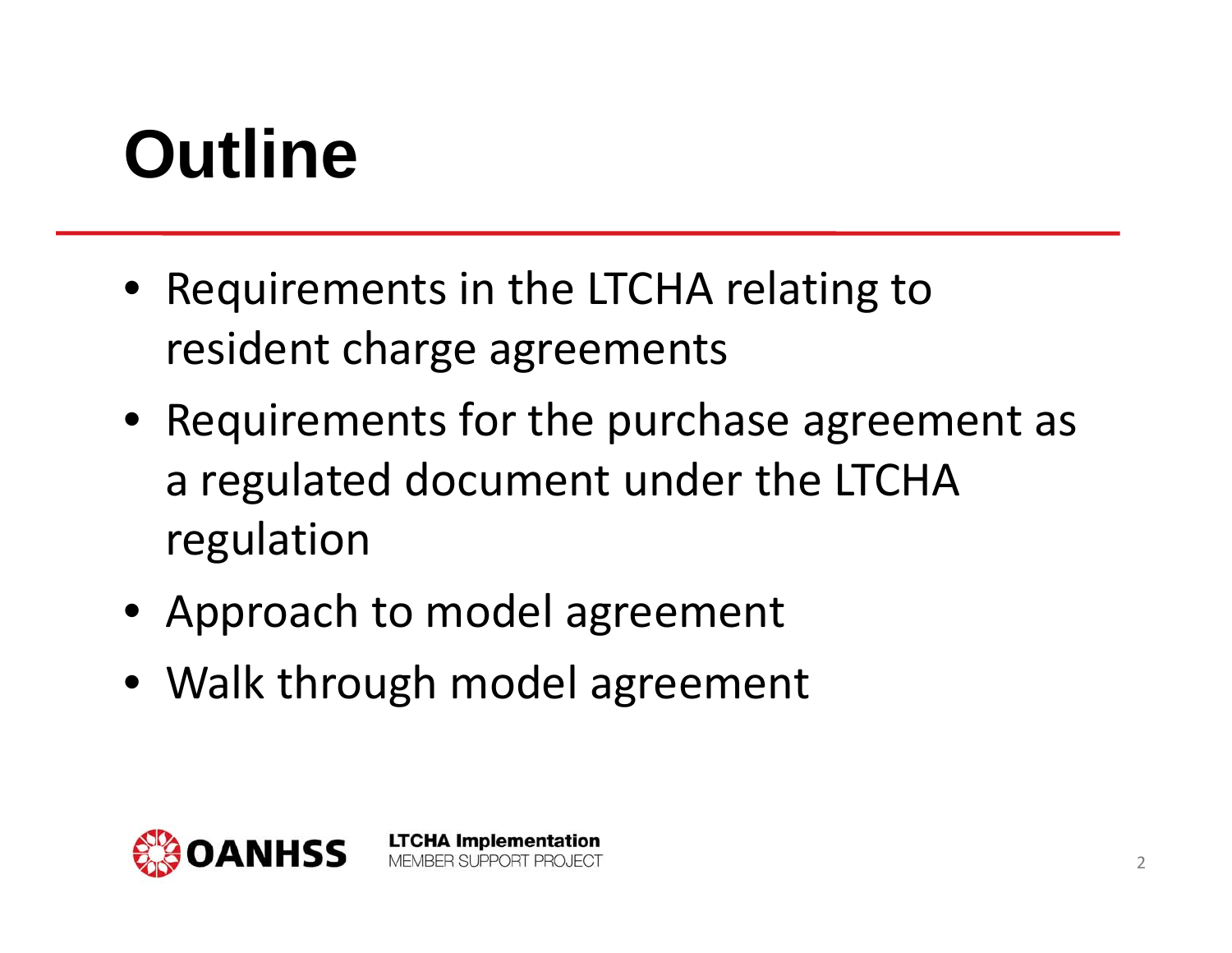# Outline

- Requirements in the LTCHA relating to resident charge agreements
- Requirements for the purchase agreement as a regulated document under the LTCHA regulation
- Approach to model agreement
- Walk through model agreement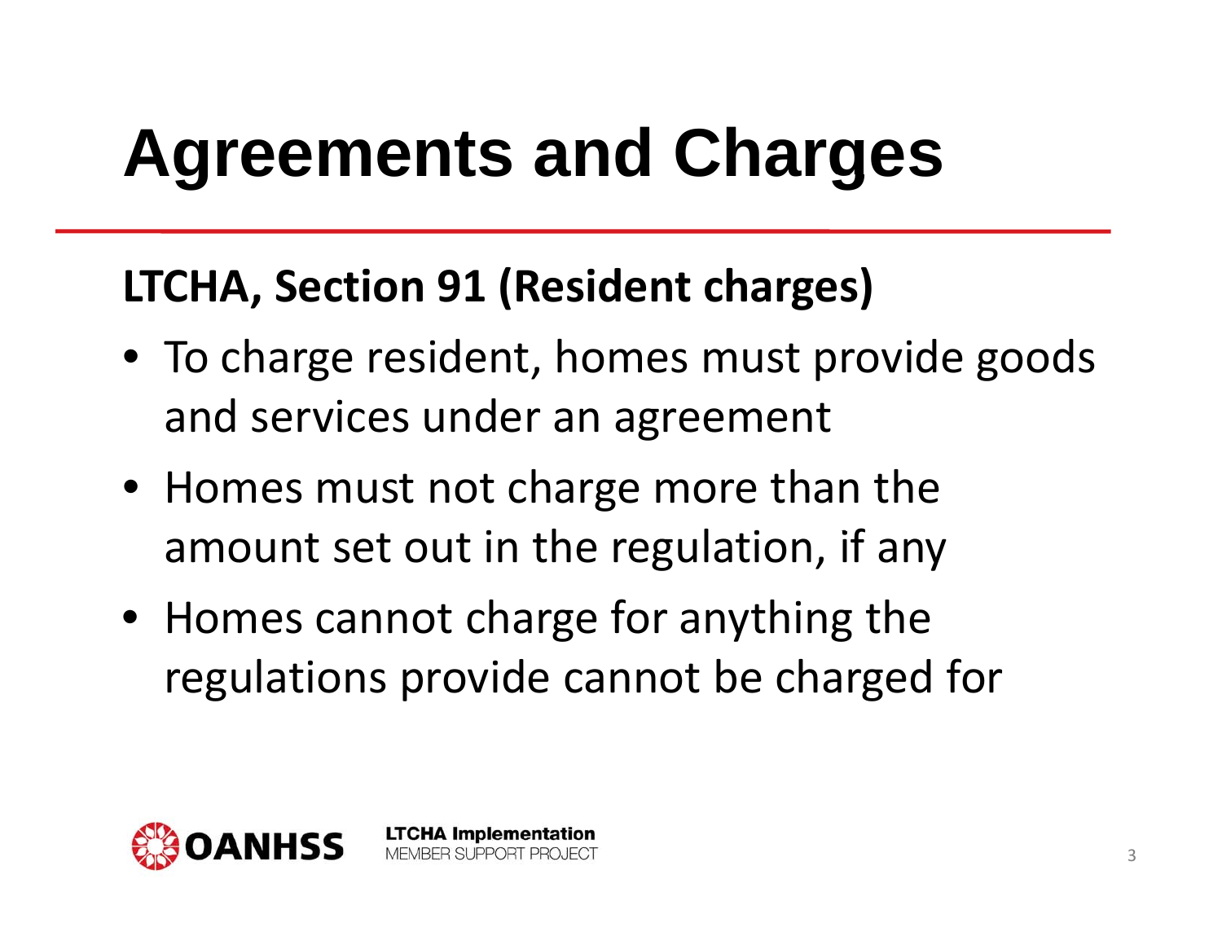# Agreements and Charges

**LTCHA, Section 91 (Resident charges)**

- To charge resident, homes must provide goods and services under an agreement
- Homes must not charge more than the amount set out in the regulation, if any
- Homes cannot charge for anything the regulations provide cannot be charged for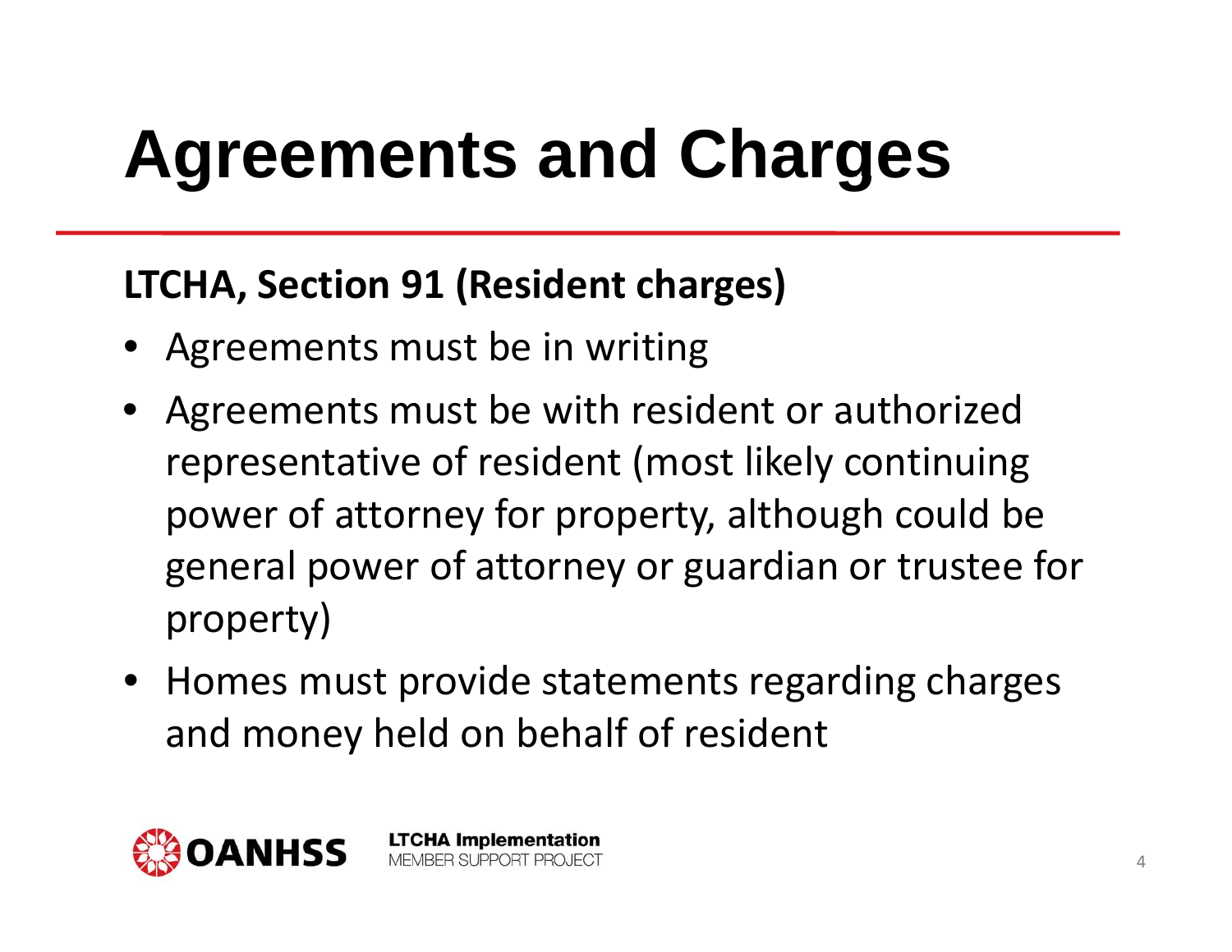# Agreements and Charges

**LTCHA, Section 91 (Resident charges)**

- Agreements must be in writing
- Agreements must be with resident or authorized representative of resident (most likely continuing power of attorney for property, although could be general power of attorney or guardian or trustee for property)
- Homes must provide statements regarding charges and money held on behalf of resident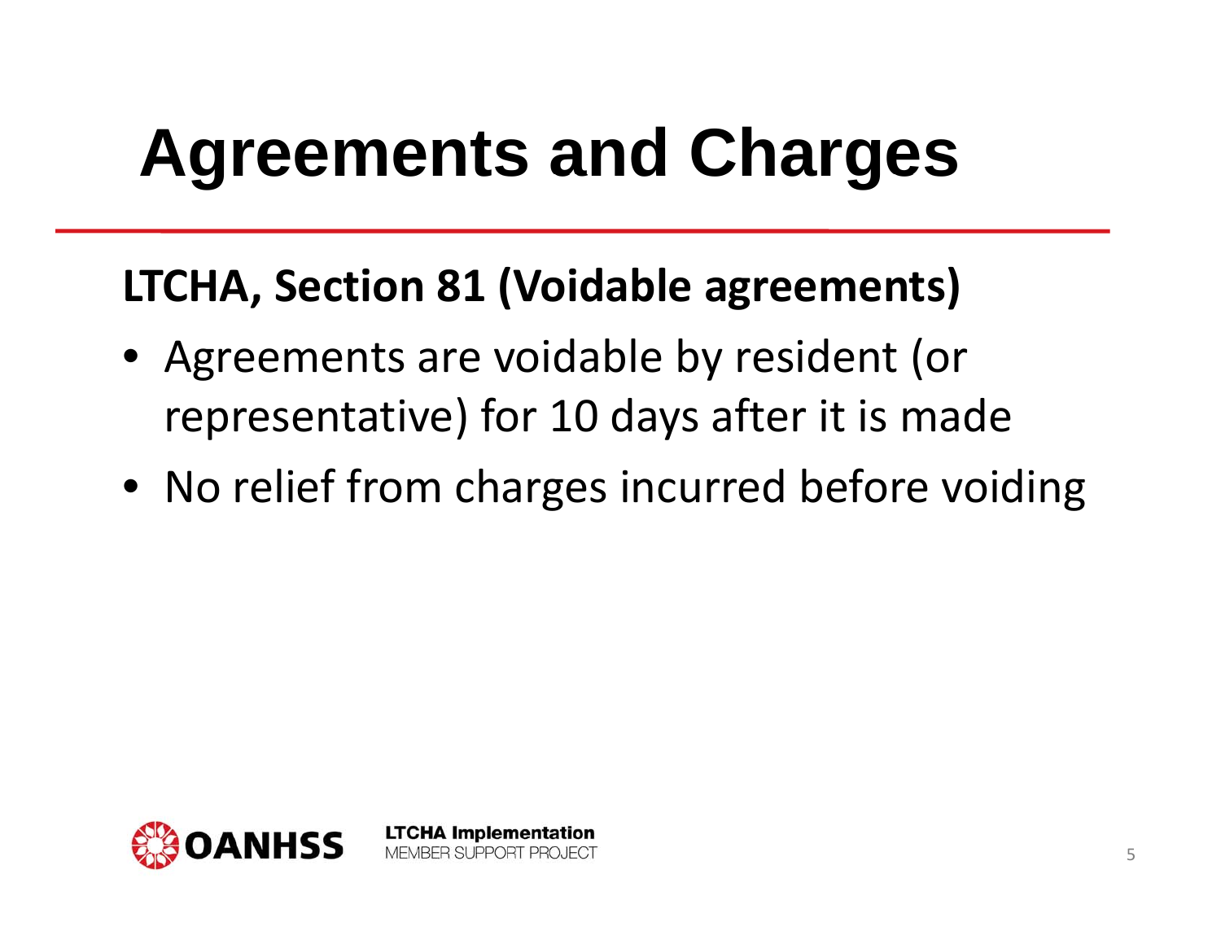# Agreements and Charges

**LTCHA, Section 81 (Voidable agreements)**

- Agreements are voidable by resident (or representative) for 10 days after it is made
- No relief from charges incurred before voiding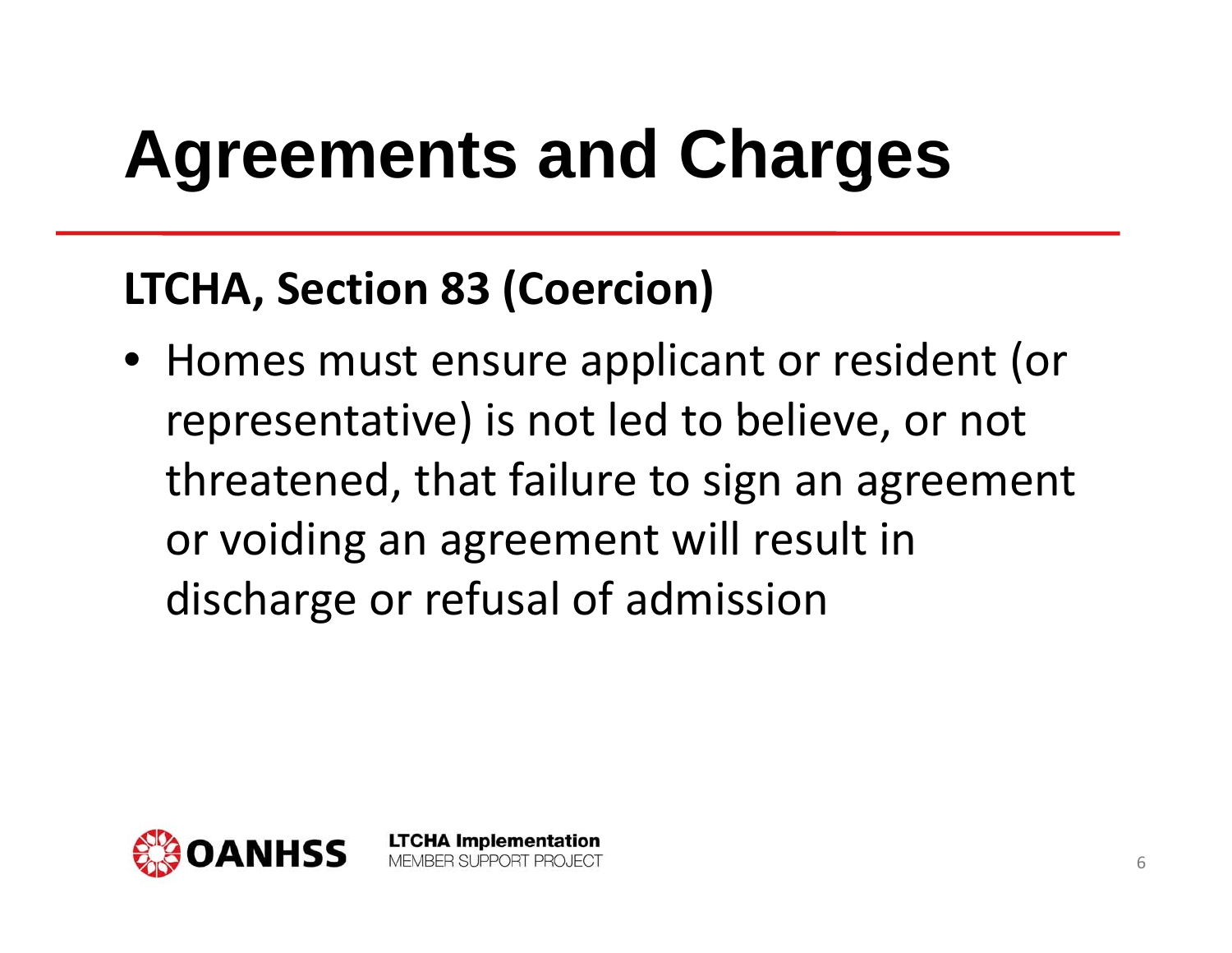# Agreements and Charges

## LTCHA, Section 83 (Coercion)

- Homes must ensure applicant or resident (or representative) is not led to believe, or not threatened, that failure to sign an agreement or voiding an agreement will result in discharge or refusal of admission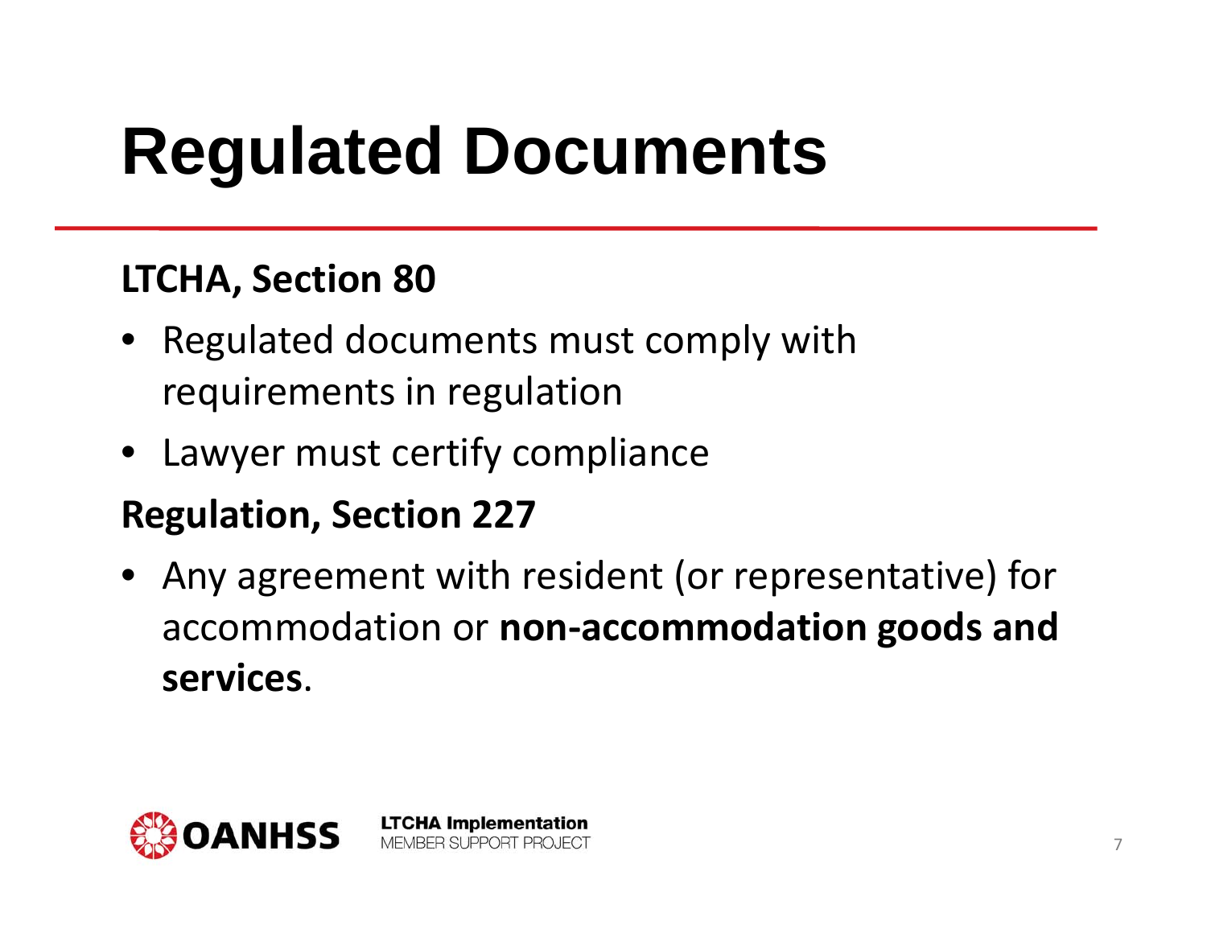# Regulated Documents

**LTCHA, Section 80**

- Regulated documents must comply with requirements in regulation
- Lawyer must certify compliance

**Regulation, Section 227**

- Any agreement with resident (or representative) for accommodation or **non-accommodation goods and services**.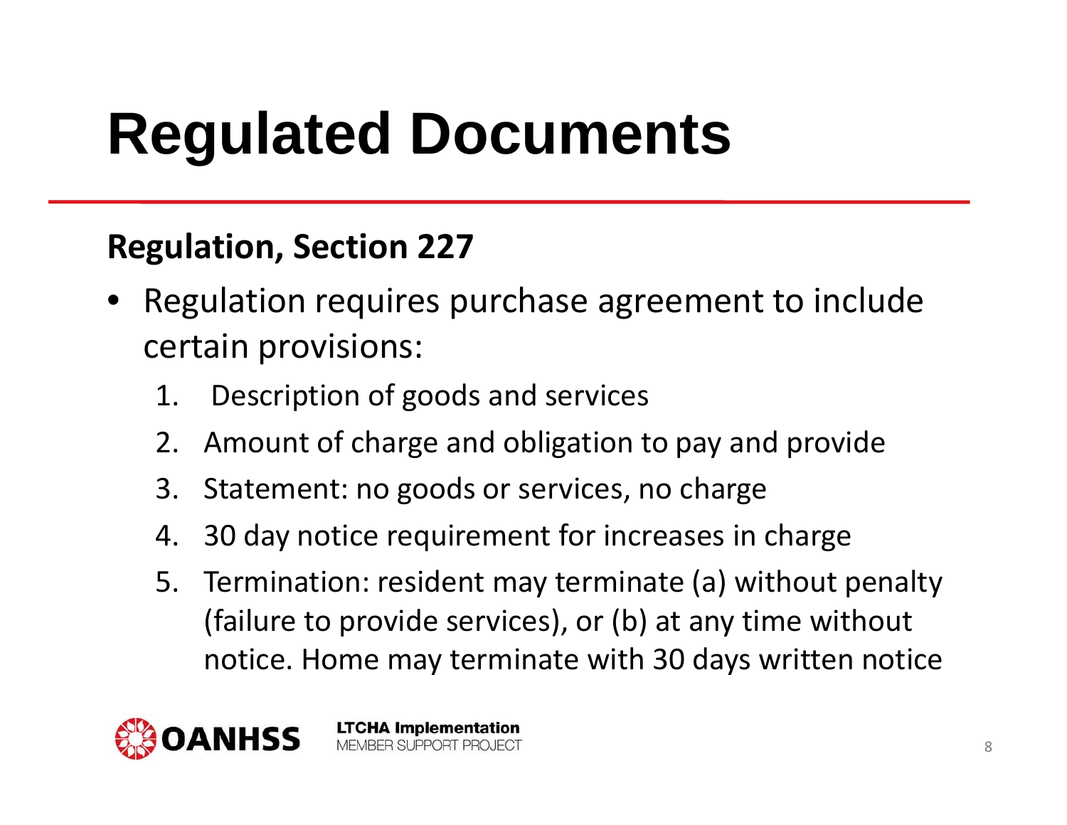# Regulated Documents

**Regulation, Section 227**

- Regulation requires purchase agreement to include certain provisions:
  1. Description of goods and services
  2. Amount of charge and obligation to pay and provide
  3. Statement: no goods or services, no charge
  4. 30 day notice requirement for increases in charge
  5. Termination: resident may terminate (a) without penalty (failure to provide services), or (b) at any time without notice. Home may terminate with 30 days written notice

OANHSS

**LTCHA Implementation**
MEMBER SUPPORT PROJECT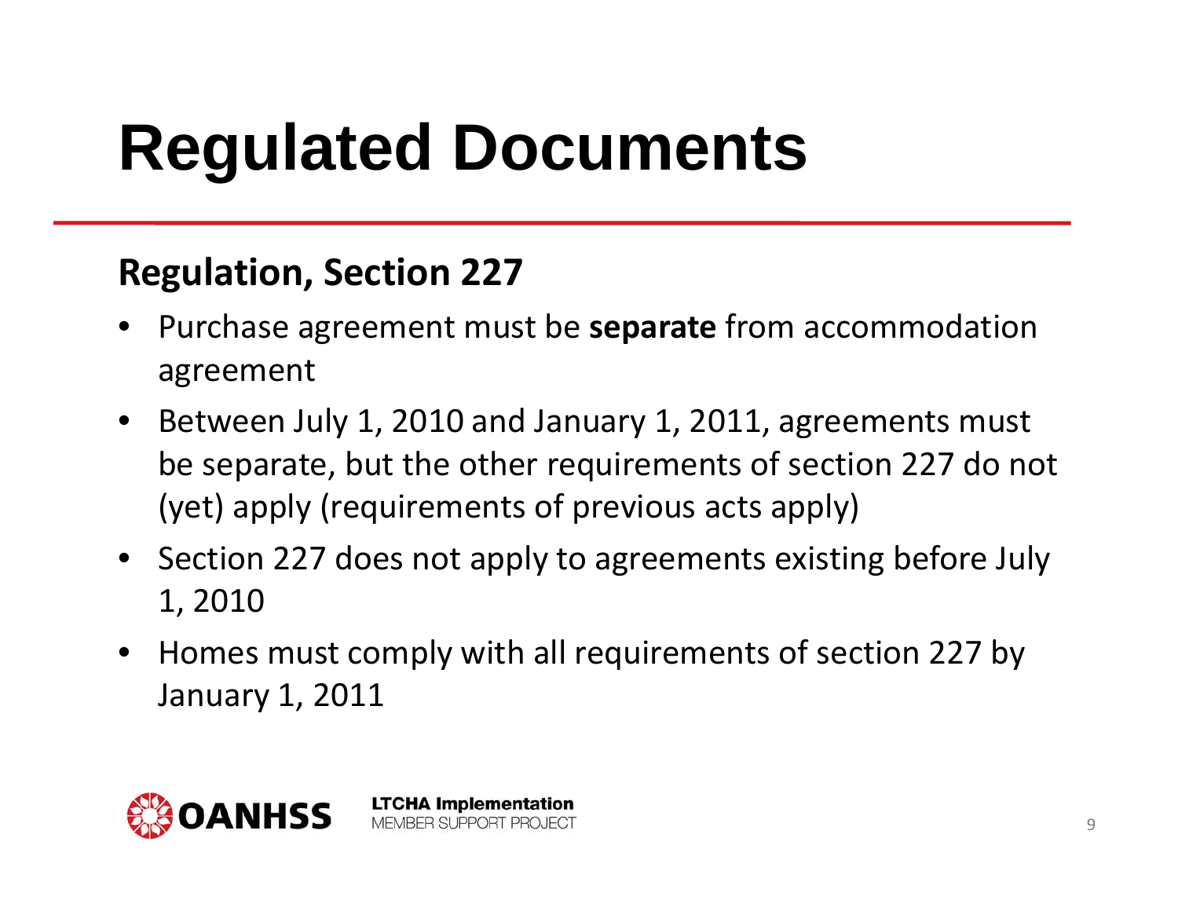# Regulated Documents

## Regulation, Section 227

- Purchase agreement must be **separate** from accommodation agreement
- Between July 1, 2010 and January 1, 2011, agreements must be separate, but the other requirements of section 227 do not (yet) apply (requirements of previous acts apply)
- Section 227 does not apply to agreements existing before July 1, 2010
- Homes must comply with all requirements of section 227 by January 1, 2011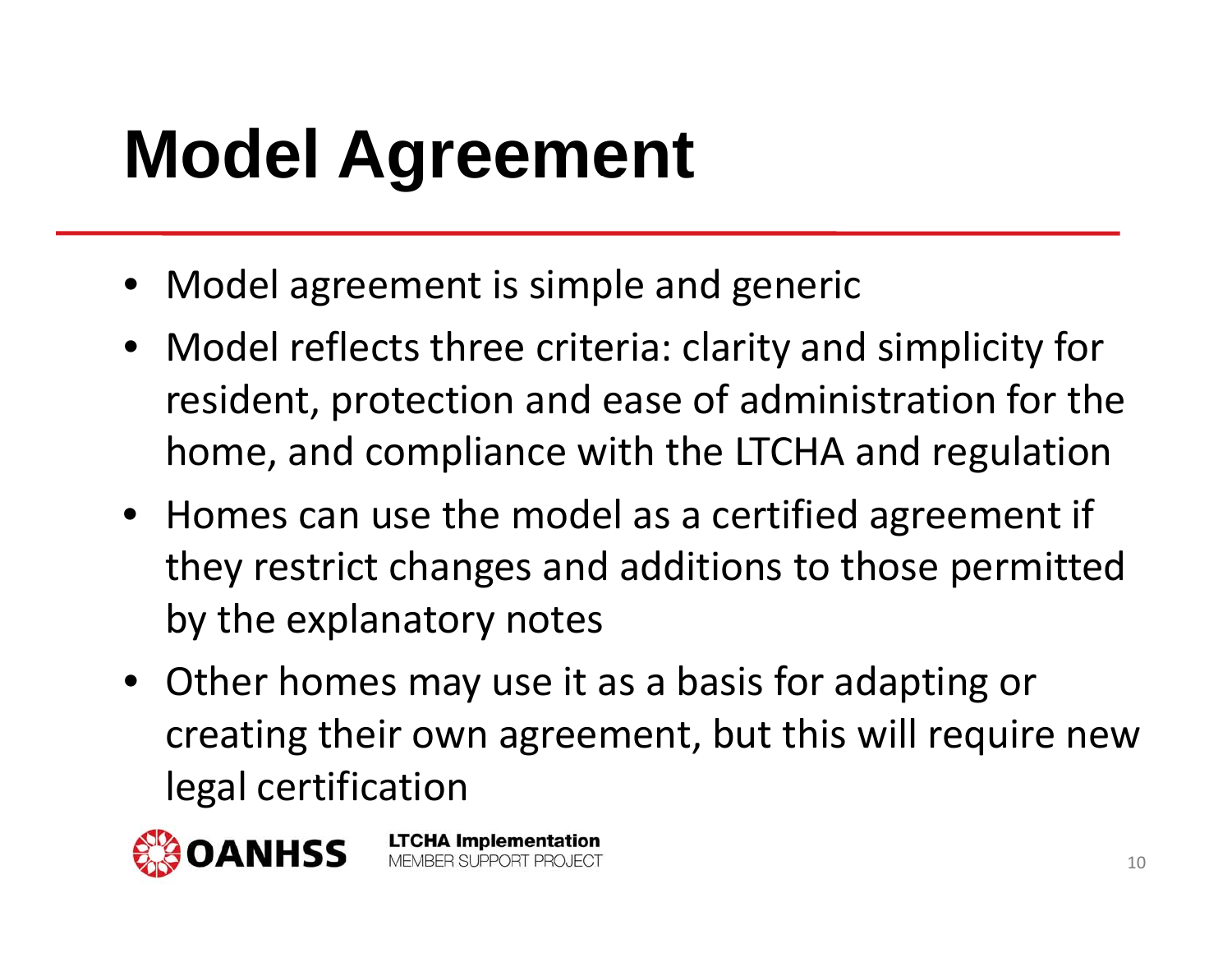# Model Agreement

- Model agreement is simple and generic
- Model reflects three criteria: clarity and simplicity for resident, protection and ease of administration for the home, and compliance with the LTCHA and regulation
- Homes can use the model as a certified agreement if they restrict changes and additions to those permitted by the explanatory notes
- Other homes may use it as a basis for adapting or creating their own agreement, but this will require new legal certification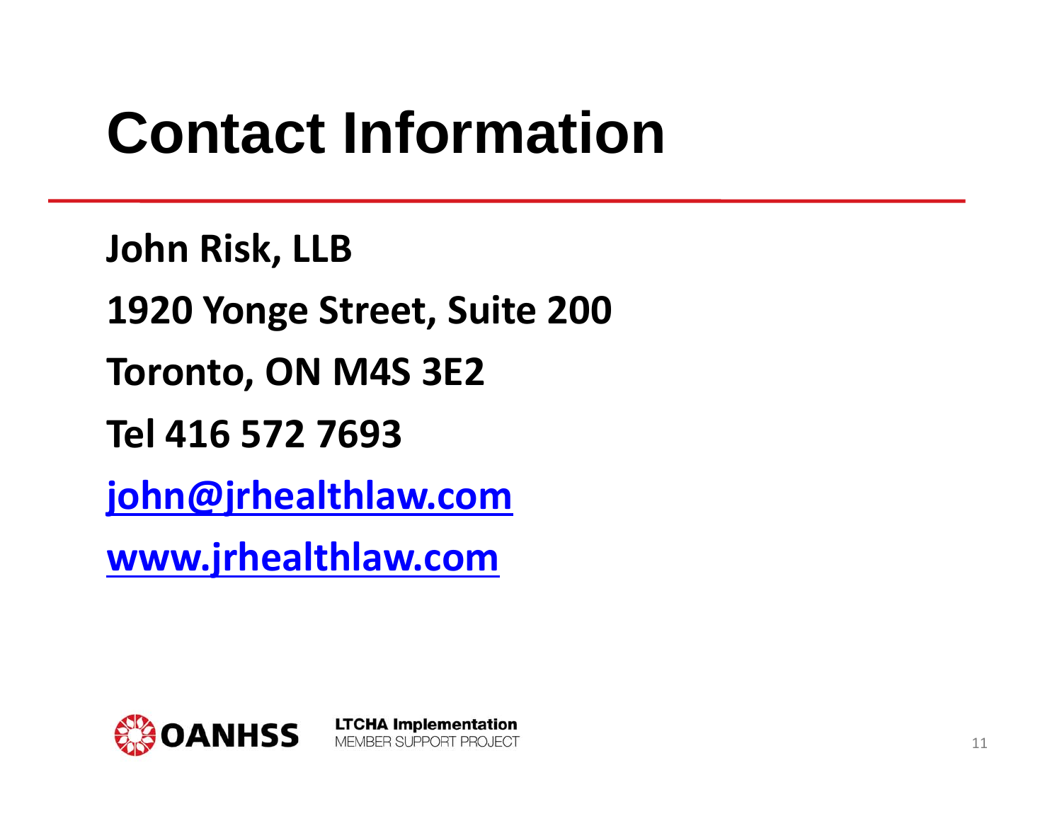# Contact Information

**John Risk, LLB**

**1920 Yonge Street, Suite 200**

**Toronto, ON M4S 3E2**

**Tel 416 572 7693**

**john@jrhealthlaw.com**

**www.jrhealthlaw.com**

OANHSS

**LTCHA Implementation**
MEMBER SUPPORT PROJECT